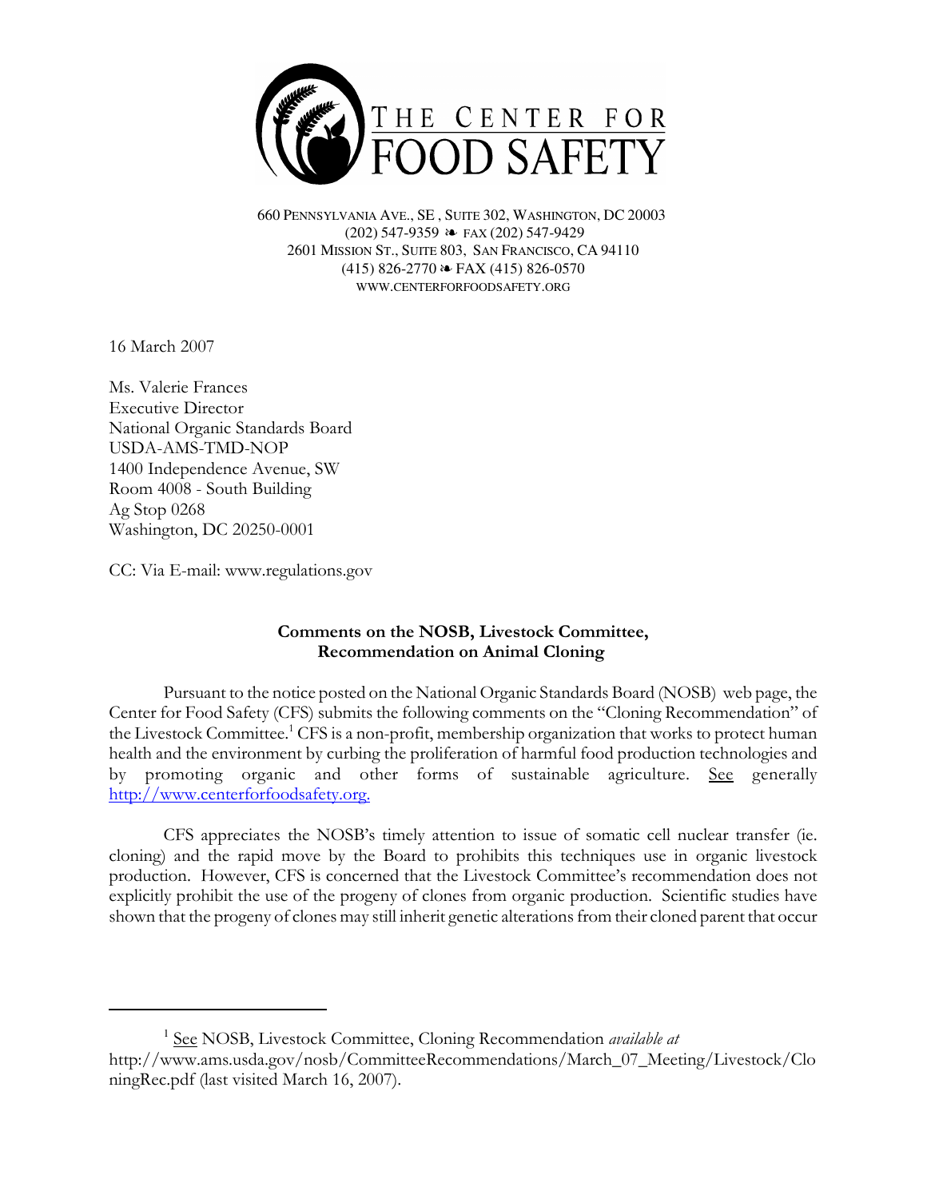# THE CENTER FOR FOOD SAFETY

660 PENNSYLVANIA AVE., SE , SUITE 302, WASHINGTON, DC 20003
(202) 547-9359 ❧ FAX (202) 547-9429
2601 MISSION ST., SUITE 803, SAN FRANCISCO, CA 94110
(415) 826-2770 ❧ FAX (415) 826-0570
WWW.CENTERFORFOODSAFETY.ORG

16 March 2007

Ms. Valerie Frances
Executive Director
National Organic Standards Board
USDA-AMS-TMD-NOP
1400 Independence Avenue, SW
Room 4008 - South Building
Ag Stop 0268
Washington, DC 20250-0001

CC: Via E-mail: www.regulations.gov

**Comments on the NOSB, Livestock Committee, Recommendation on Animal Cloning**

Pursuant to the notice posted on the National Organic Standards Board (NOSB) web page, the Center for Food Safety (CFS) submits the following comments on the "Cloning Recommendation" of the Livestock Committee.[1] CFS is a non-profit, membership organization that works to protect human health and the environment by curbing the proliferation of harmful food production technologies and by promoting organic and other forms of sustainable agriculture. See generally http://www.centerforfoodsafety.org.

CFS appreciates the NOSB's timely attention to issue of somatic cell nuclear transfer (ie. cloning) and the rapid move by the Board to prohibits this techniques use in organic livestock production. However, CFS is concerned that the Livestock Committee's recommendation does not explicitly prohibit the use of the progeny of clones from organic production. Scientific studies have shown that the progeny of clones may still inherit genetic alterations from their cloned parent that occur

---

[1] See NOSB, Livestock Committee, Cloning Recommendation *available at* http://www.ams.usda.gov/nosb/CommitteeRecommendations/March_07_Meeting/Livestock/CloningRec.pdf (last visited March 16, 2007).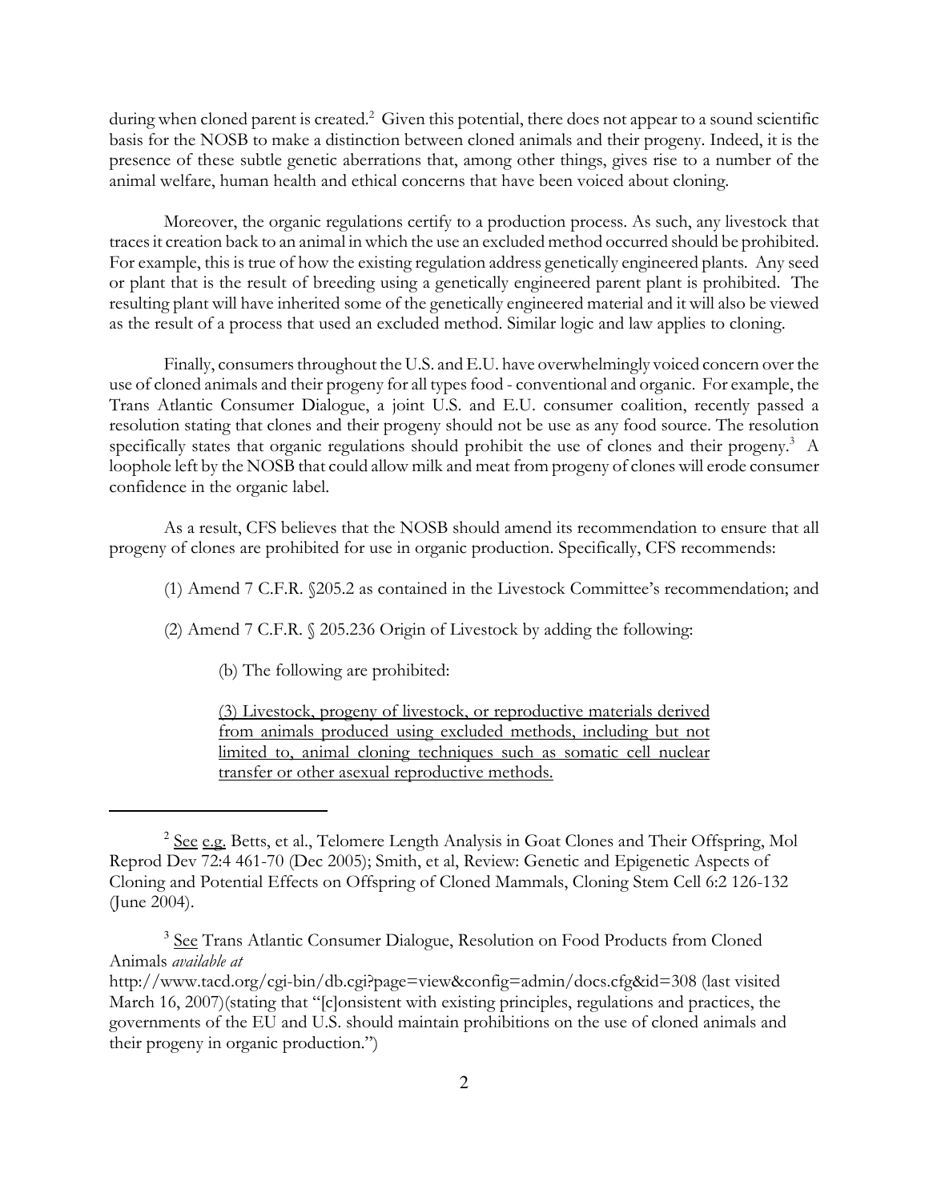during when cloned parent is created.[2] Given this potential, there does not appear to a sound scientific basis for the NOSB to make a distinction between cloned animals and their progeny. Indeed, it is the presence of these subtle genetic aberrations that, among other things, gives rise to a number of the animal welfare, human health and ethical concerns that have been voiced about cloning.

Moreover, the organic regulations certify to a production process. As such, any livestock that traces it creation back to an animal in which the use an excluded method occurred should be prohibited. For example, this is true of how the existing regulation address genetically engineered plants. Any seed or plant that is the result of breeding using a genetically engineered parent plant is prohibited. The resulting plant will have inherited some of the genetically engineered material and it will also be viewed as the result of a process that used an excluded method. Similar logic and law applies to cloning.

Finally, consumers throughout the U.S. and E.U. have overwhelmingly voiced concern over the use of cloned animals and their progeny for all types food - conventional and organic. For example, the Trans Atlantic Consumer Dialogue, a joint U.S. and E.U. consumer coalition, recently passed a resolution stating that clones and their progeny should not be use as any food source. The resolution specifically states that organic regulations should prohibit the use of clones and their progeny.[3] A loophole left by the NOSB that could allow milk and meat from progeny of clones will erode consumer confidence in the organic label.

As a result, CFS believes that the NOSB should amend its recommendation to ensure that all progeny of clones are prohibited for use in organic production. Specifically, CFS recommends:

(1) Amend 7 C.F.R. §205.2 as contained in the Livestock Committee's recommendation; and

(2) Amend 7 C.F.R. § 205.236 Origin of Livestock by adding the following:

> (b) The following are prohibited:
>
> <u>(3) Livestock, progeny of livestock, or reproductive materials derived from animals produced using excluded methods, including but not limited to, animal cloning techniques such as somatic cell nuclear transfer or other asexual reproductive methods.</u>

---

[2] <u>See</u> <u>e.g.</u> Betts, et al., Telomere Length Analysis in Goat Clones and Their Offspring, Mol Reprod Dev 72:4 461-70 (Dec 2005); Smith, et al, Review: Genetic and Epigenetic Aspects of Cloning and Potential Effects on Offspring of Cloned Mammals, Cloning Stem Cell 6:2 126-132 (June 2004).

[3] <u>See</u> Trans Atlantic Consumer Dialogue, Resolution on Food Products from Cloned Animals *available at* http://www.tacd.org/cgi-bin/db.cgi?page=view&config=admin/docs.cfg&id=308 (last visited March 16, 2007)(stating that "[c]onsistent with existing principles, regulations and practices, the governments of the EU and U.S. should maintain prohibitions on the use of cloned animals and their progeny in organic production.")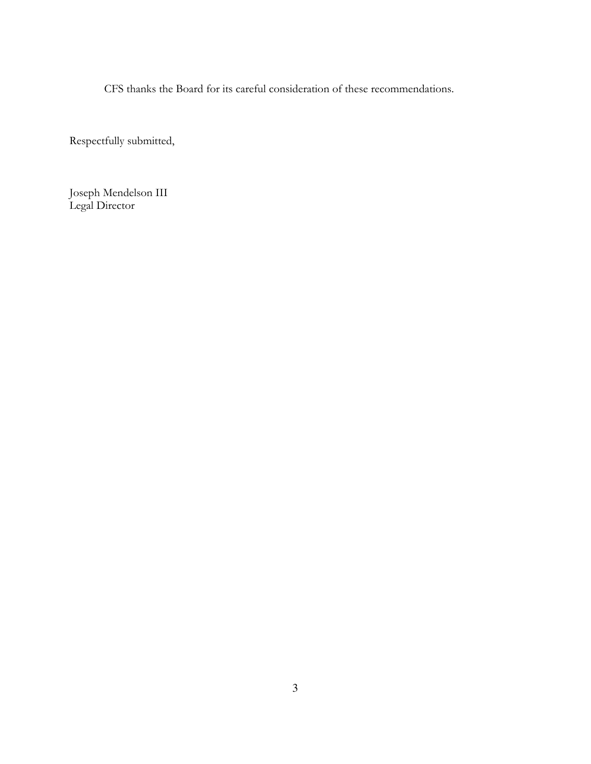CFS thanks the Board for its careful consideration of these recommendations.

Respectfully submitted,

Joseph Mendelson III
Legal Director